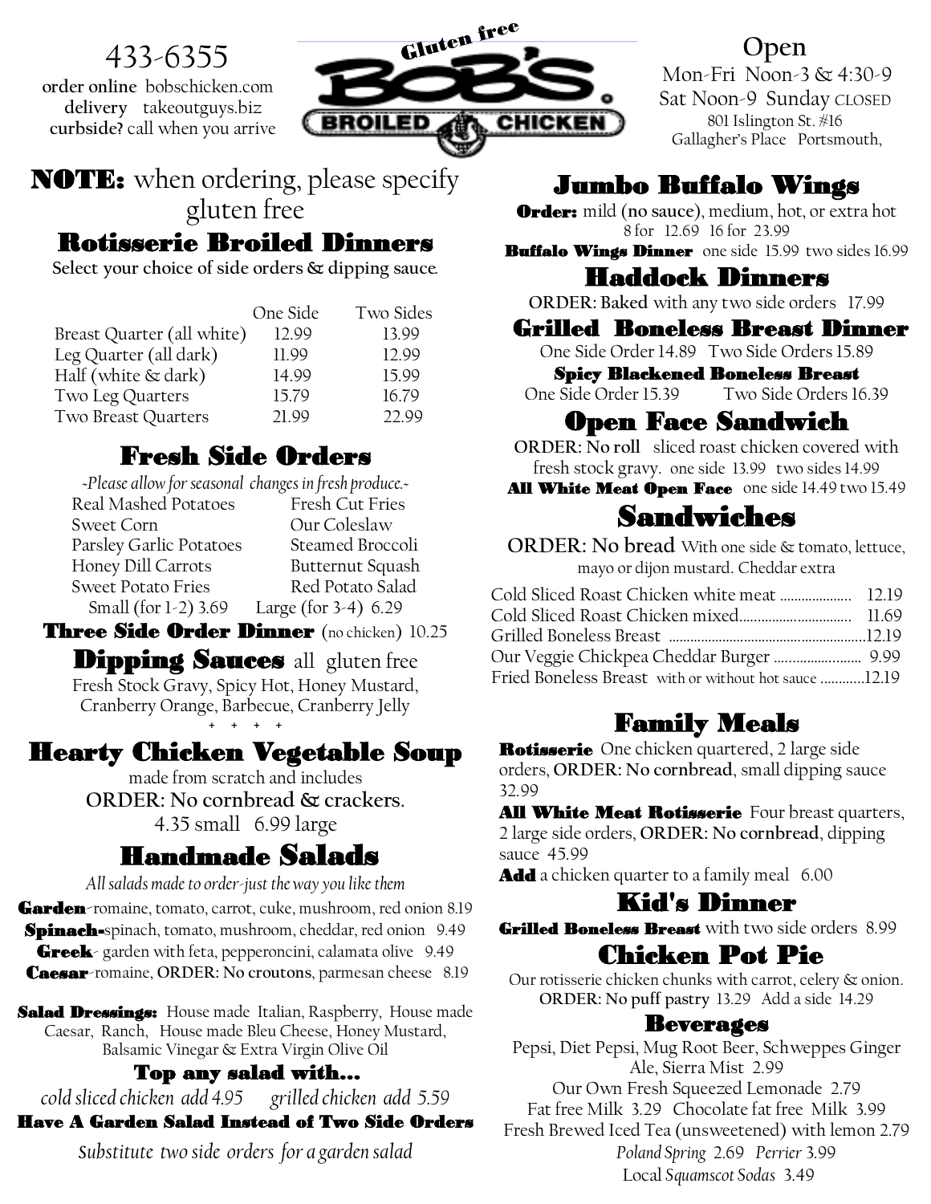433-6355

**order online** bobschicken.com
**delivery** takeoutguys.biz
**curbside?** call when you arrive

# Gluten free BOB'S BROILED CHICKEN

**Open**
Mon-Fri Noon-3 & 4:30-9
Sat Noon-9 Sunday CLOSED
801 Islington St. #16
Gallagher's Place Portsmouth,

**NOTE:** when ordering, please specify gluten free

## Rotisserie Broiled Dinners

**Select your choice of side orders & dipping sauce.**

| | One Side | Two Sides |
|---|---|---|
| Breast Quarter (all white) | 12.99 | 13.99 |
| Leg Quarter (all dark) | 11.99 | 12.99 |
| Half (white & dark) | 14.99 | 15.99 |
| Two Leg Quarters | 15.79 | 16.79 |
| Two Breast Quarters | 21.99 | 22.99 |

## Fresh Side Orders

*~Please allow for seasonal changes in fresh produce.~*

- Real Mashed Potatoes
- Sweet Corn
- Parsley Garlic Potatoes
- Honey Dill Carrots
- Sweet Potato Fries
- Fresh Cut Fries
- Our Coleslaw
- Steamed Broccoli
- Butternut Squash
- Red Potato Salad

Small (for 1-2) 3.69 Large (for 3-4) 6.29

**Three Side Order Dinner** (no chicken) 10.25

## Dipping Sauces all gluten free

Fresh Stock Gravy, Spicy Hot, Honey Mustard, Cranberry Orange, Barbecue, Cranberry Jelly

\+ + + +

## Hearty Chicken Vegetable Soup

made from scratch and includes
**ORDER: No cornbread & crackers.**
4.35 small 6.99 large

## Handmade Salads

*All salads made to order-just the way you like them*

**Garden**-romaine, tomato, carrot, cuke, mushroom, red onion 8.19
**Spinach**-spinach, tomato, mushroom, cheddar, red onion 9.49
**Greek**- garden with feta, pepperoncini, calamata olive 9.49
**Caesar**-romaine, **ORDER: No croutons**, parmesan cheese 8.19

**Salad Dressings:** House made Italian, Raspberry, House made Caesar, Ranch, House made Bleu Cheese, Honey Mustard, Balsamic Vinegar & Extra Virgin Olive Oil

**Top any salad with...**
*cold sliced chicken add 4.95 grilled chicken add 5.59*

**Have A Garden Salad Instead of Two Side Orders**
*Substitute two side orders for a garden salad*

## Jumbo Buffalo Wings

**Order:** mild (no sauce), medium, hot, or extra hot
8 for 12.69 16 for 23.99
**Buffalo Wings Dinner** one side 15.99 two sides 16.99

## Haddock Dinners

**ORDER: Baked** with any two side orders 17.99

## Grilled Boneless Breast Dinner

One Side Order 14.89 Two Side Orders 15.89

**Spicy Blackened Boneless Breast**
One Side Order 15.39 Two Side Orders 16.39

## Open Face Sandwich

**ORDER: No roll** sliced roast chicken covered with fresh stock gravy. one side 13.99 two sides 14.99
**All White Meat Open Face** one side 14.49 two 15.49

## Sandwiches

**ORDER: No bread** With one side & tomato, lettuce, mayo or dijon mustard. Cheddar extra

| | |
|---|---|
| Cold Sliced Roast Chicken white meat | 12.19 |
| Cold Sliced Roast Chicken mixed | 11.69 |
| Grilled Boneless Breast | 12.19 |
| Our Veggie Chickpea Cheddar Burger | 9.99 |
| Fried Boneless Breast with or without hot sauce | 12.19 |

## Family Meals

**Rotisserie** One chicken quartered, 2 large side orders, **ORDER: No cornbread**, small dipping sauce 32.99

**All White Meat Rotisserie** Four breast quarters, 2 large side orders, **ORDER: No cornbread**, dipping sauce 45.99

**Add** a chicken quarter to a family meal 6.00

## Kid's Dinner

**Grilled Boneless Breast** with two side orders 8.99

## Chicken Pot Pie

Our rotisserie chicken chunks with carrot, celery & onion.
**ORDER: No puff pastry** 13.29 Add a side 14.29

## Beverages

Pepsi, Diet Pepsi, Mug Root Beer, Schweppes Ginger Ale, Sierra Mist 2.99
Our Own Fresh Squeezed Lemonade 2.79
Fat free Milk 3.29 Chocolate fat free Milk 3.99
Fresh Brewed Iced Tea (unsweetened) with lemon 2.79
*Poland Spring* 2.69 *Perrier* 3.99
Local *Squamscot Sodas* 3.49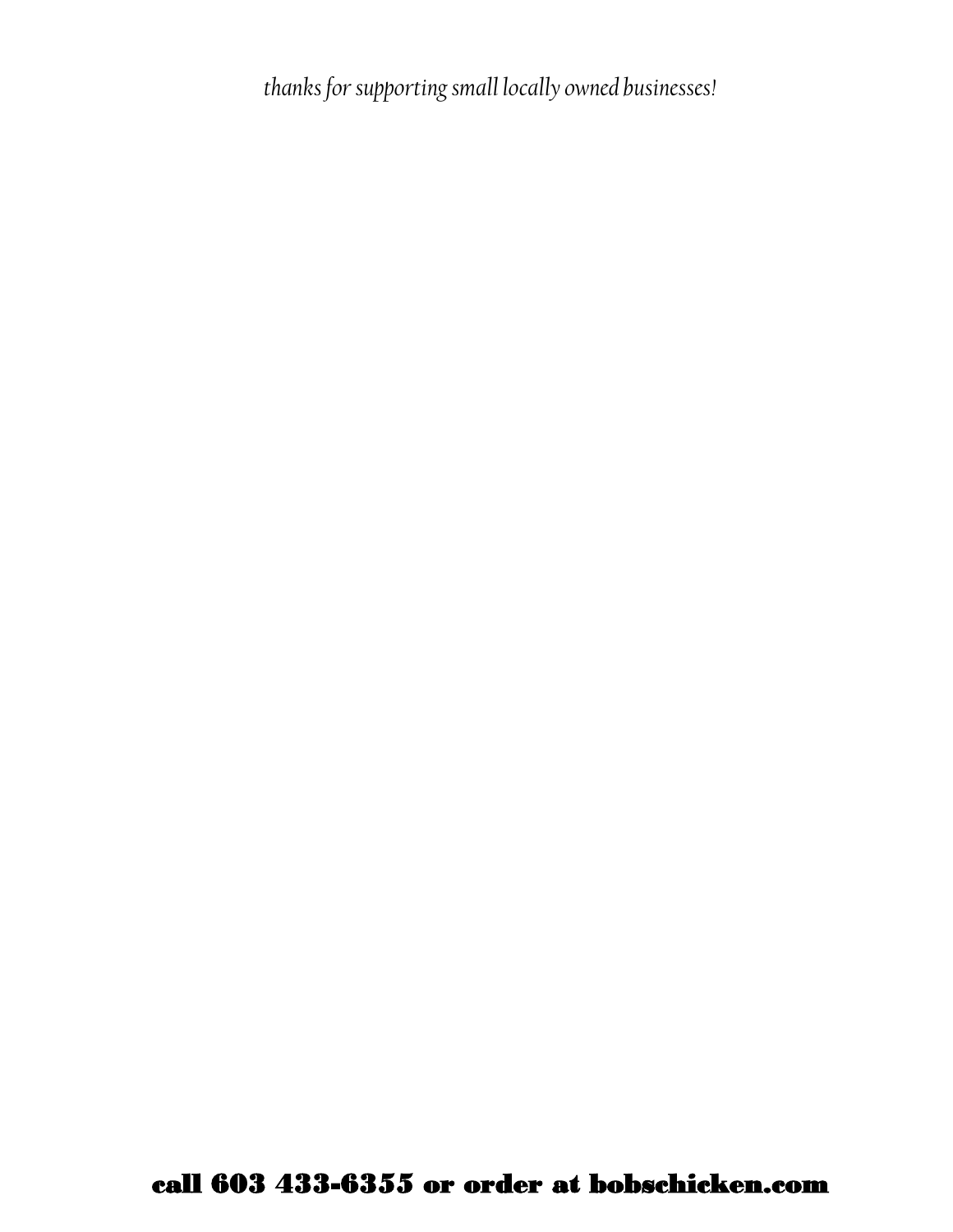*thanks for supporting small locally owned businesses!*

**call 603 433-6355 or order at bobschicken.com**